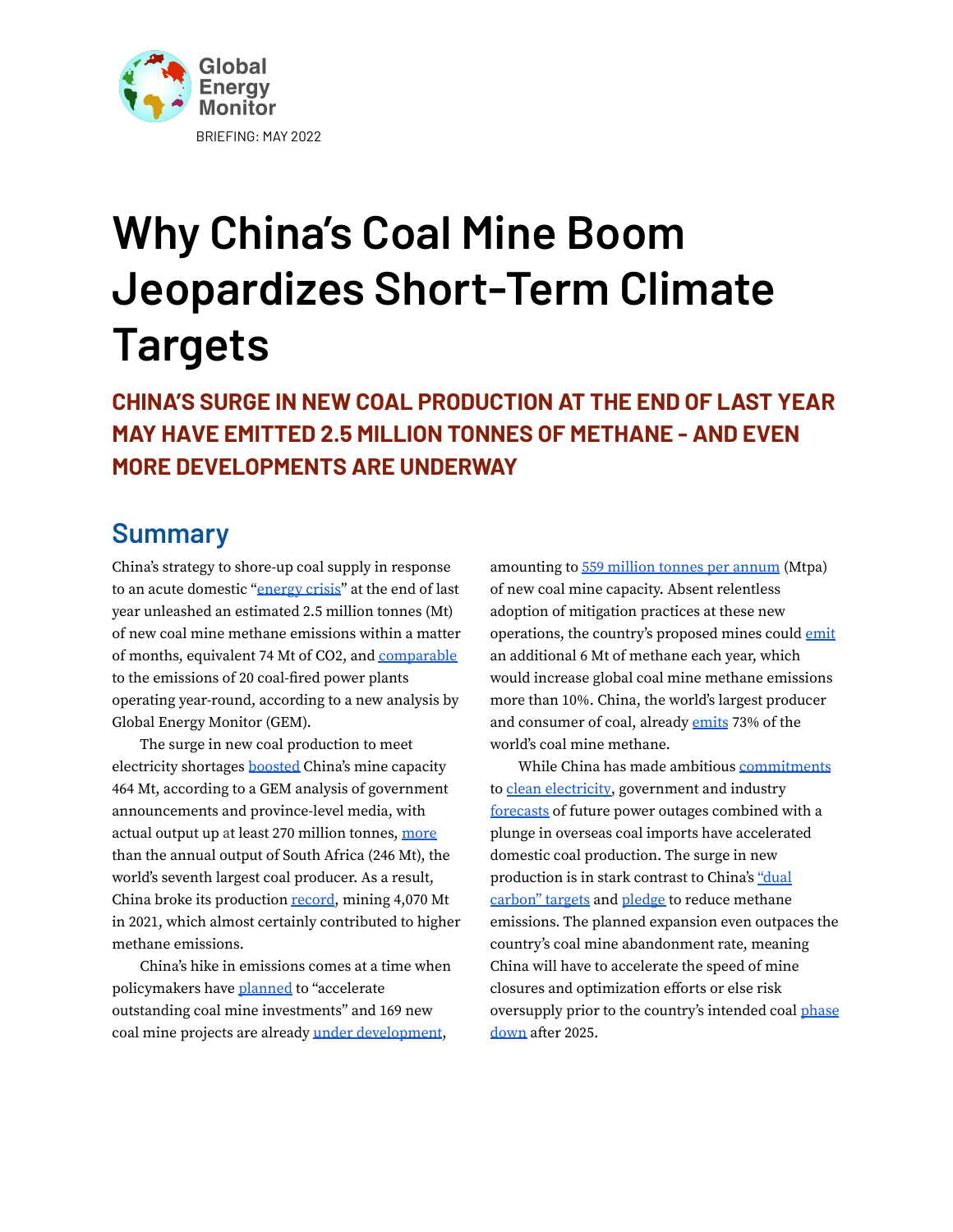Global Energy Monitor

BRIEFING: MAY 2022

# Why China's Coal Mine Boom Jeopardizes Short-Term Climate Targets

### CHINA'S SURGE IN NEW COAL PRODUCTION AT THE END OF LAST YEAR MAY HAVE EMITTED 2.5 MILLION TONNES OF METHANE - AND EVEN MORE DEVELOPMENTS ARE UNDERWAY

## Summary

China's strategy to shore-up coal supply in response to an acute domestic "energy crisis" at the end of last year unleashed an estimated 2.5 million tonnes (Mt) of new coal mine methane emissions within a matter of months, equivalent 74 Mt of CO2, and comparable to the emissions of 20 coal-fired power plants operating year-round, according to a new analysis by Global Energy Monitor (GEM).

The surge in new coal production to meet electricity shortages boosted China's mine capacity 464 Mt, according to a GEM analysis of government announcements and province-level media, with actual output up at least 270 million tonnes, more than the annual output of South Africa (246 Mt), the world's seventh largest coal producer. As a result, China broke its production record, mining 4,070 Mt in 2021, which almost certainly contributed to higher methane emissions.

China's hike in emissions comes at a time when policymakers have planned to "accelerate outstanding coal mine investments" and 169 new coal mine projects are already under development, amounting to 559 million tonnes per annum (Mtpa) of new coal mine capacity. Absent relentless adoption of mitigation practices at these new operations, the country's proposed mines could emit an additional 6 Mt of methane each year, which would increase global coal mine methane emissions more than 10%. China, the world's largest producer and consumer of coal, already emits 73% of the world's coal mine methane.

While China has made ambitious commitments to clean electricity, government and industry forecasts of future power outages combined with a plunge in overseas coal imports have accelerated domestic coal production. The surge in new production is in stark contrast to China's "dual carbon" targets and pledge to reduce methane emissions. The planned expansion even outpaces the country's coal mine abandonment rate, meaning China will have to accelerate the speed of mine closures and optimization efforts or else risk oversupply prior to the country's intended coal phase down after 2025.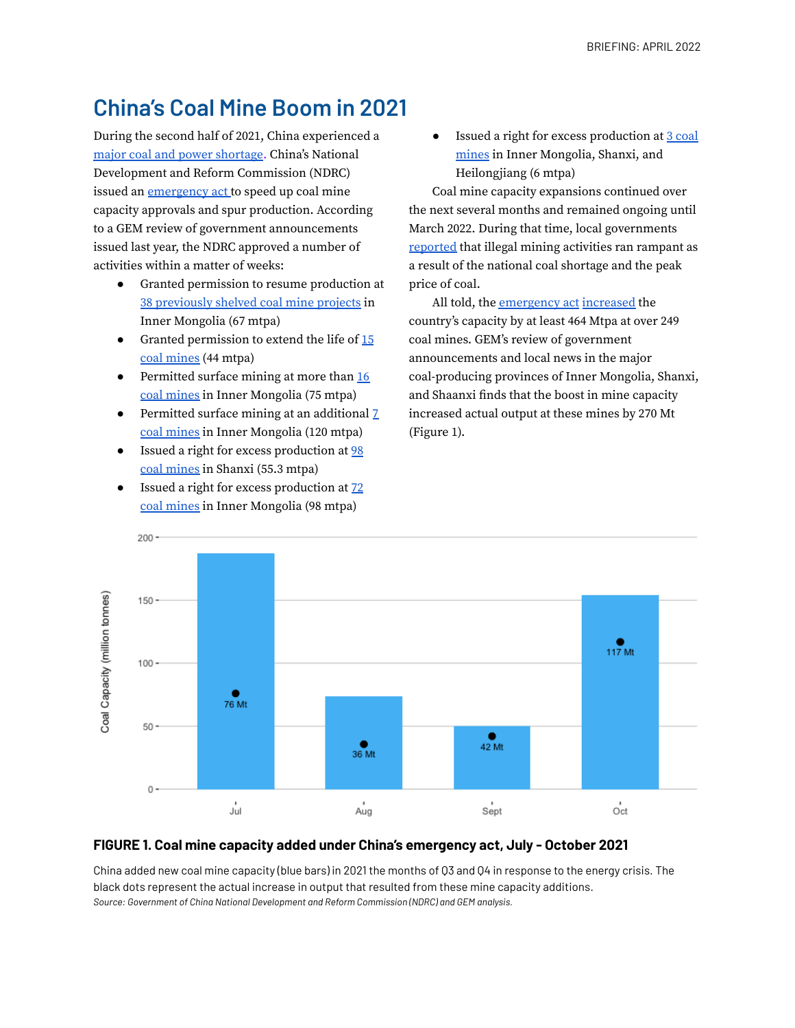## China's Coal Mine Boom in 2021

During the second half of 2021, China experienced a major coal and power shortage. China's National Development and Reform Commission (NDRC) issued an emergency act to speed up coal mine capacity approvals and spur production. According to a GEM review of government announcements issued last year, the NDRC approved a number of activities within a matter of weeks:

- Granted permission to resume production at 38 previously shelved coal mine projects in Inner Mongolia (67 mtpa)
- Granted permission to extend the life of 15 coal mines (44 mtpa)
- Permitted surface mining at more than 16 coal mines in Inner Mongolia (75 mtpa)
- Permitted surface mining at an additional 7 coal mines in Inner Mongolia (120 mtpa)
- Issued a right for excess production at 98 coal mines in Shanxi (55.3 mtpa)
- Issued a right for excess production at 72 coal mines in Inner Mongolia (98 mtpa)
- Issued a right for excess production at 3 coal mines in Inner Mongolia, Shanxi, and Heilongjiang (6 mtpa)

Coal mine capacity expansions continued over the next several months and remained ongoing until March 2022. During that time, local governments reported that illegal mining activities ran rampant as a result of the national coal shortage and the peak price of coal.

All told, the emergency act increased the country's capacity by at least 464 Mtpa at over 249 coal mines. GEM's review of government announcements and local news in the major coal-producing provinces of Inner Mongolia, Shanxi, and Shaanxi finds that the boost in mine capacity increased actual output at these mines by 270 Mt (Figure 1).

**FIGURE 1. Coal mine capacity added under China's emergency act, July - October 2021**

China added new coal mine capacity (blue bars) in 2021 the months of Q3 and Q4 in response to the energy crisis. The black dots represent the actual increase in output that resulted from these mine capacity additions.

*Source: Government of China National Development and Reform Commission (NDRC) and GEM analysis.*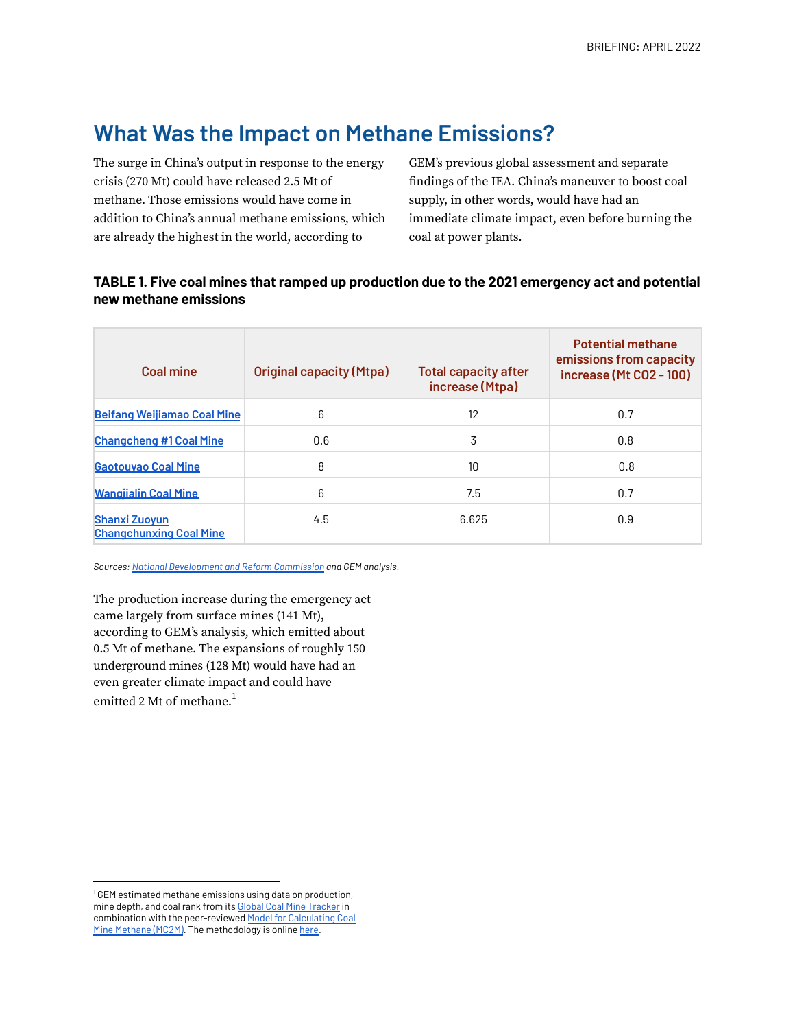## What Was the Impact on Methane Emissions?

The surge in China's output in response to the energy crisis (270 Mt) could have released 2.5 Mt of methane. Those emissions would have come in addition to China's annual methane emissions, which are already the highest in the world, according to GEM's previous global assessment and separate findings of the IEA. China's maneuver to boost coal supply, in other words, would have had an immediate climate impact, even before burning the coal at power plants.

**TABLE 1. Five coal mines that ramped up production due to the 2021 emergency act and potential new methane emissions**

| Coal mine | Original capacity (Mtpa) | Total capacity after increase (Mtpa) | Potential methane emissions from capacity increase (Mt CO2 - 100) |
|---|---|---|---|
| Beifang Weijiamao Coal Mine | 6 | 12 | 0.7 |
| Changcheng #1 Coal Mine | 0.6 | 3 | 0.8 |
| Gaotouyao Coal Mine | 8 | 10 | 0.8 |
| Wangjialin Coal Mine | 6 | 7.5 | 0.7 |
| Shanxi Zuoyun Changchunxing Coal Mine | 4.5 | 6.625 | 0.9 |

*Sources: National Development and Reform Commission and GEM analysis.*

The production increase during the emergency act came largely from surface mines (141 Mt), according to GEM's analysis, which emitted about 0.5 Mt of methane. The expansions of roughly 150 underground mines (128 Mt) would have had an even greater climate impact and could have emitted 2 Mt of methane.[1]

[1] GEM estimated methane emissions using data on production, mine depth, and coal rank from its Global Coal Mine Tracker in combination with the peer-reviewed Model for Calculating Coal Mine Methane (MC2M). The methodology is online here.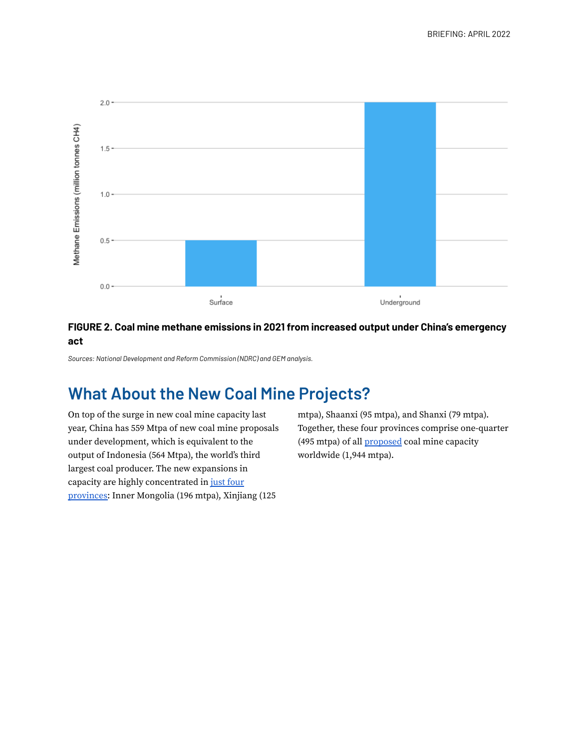**FIGURE 2. Coal mine methane emissions in 2021 from increased output under China's emergency act**

*Sources: National Development and Reform Commission (NDRC) and GEM analysis.*

## What About the New Coal Mine Projects?

On top of the surge in new coal mine capacity last year, China has 559 Mtpa of new coal mine proposals under development, which is equivalent to the output of Indonesia (564 Mtpa), the world's third largest coal producer. The new expansions in capacity are highly concentrated in just four provinces: Inner Mongolia (196 mtpa), Xinjiang (125 mtpa), Shaanxi (95 mtpa), and Shanxi (79 mtpa). Together, these four provinces comprise one-quarter (495 mtpa) of all proposed coal mine capacity worldwide (1,944 mtpa).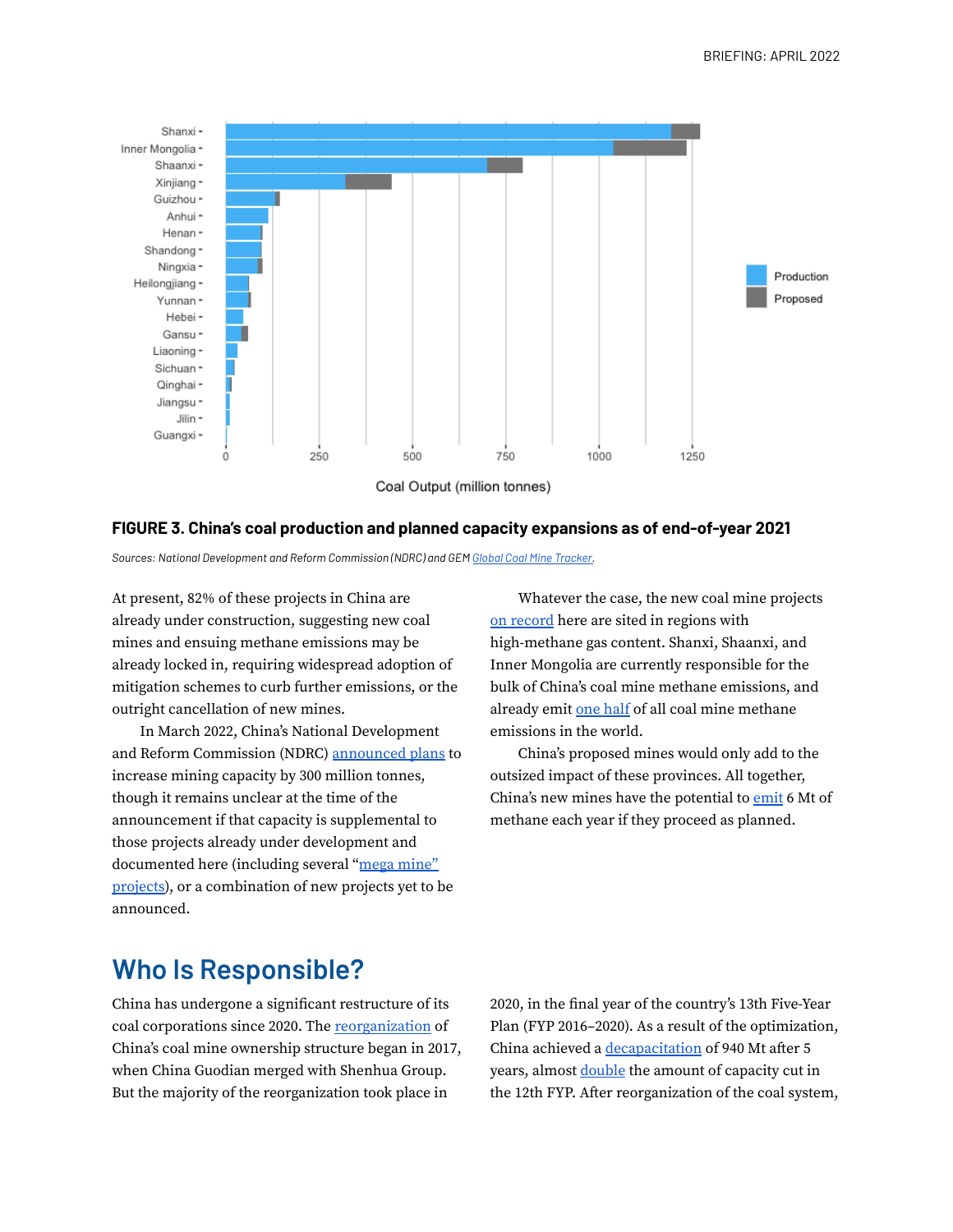**FIGURE 3. China's coal production and planned capacity expansions as of end-of-year 2021**

*Sources: National Development and Reform Commission (NDRC) and GEM Global Coal Mine Tracker.*

At present, 82% of these projects in China are already under construction, suggesting new coal mines and ensuing methane emissions may be already locked in, requiring widespread adoption of mitigation schemes to curb further emissions, or the outright cancellation of new mines.

In March 2022, China's National Development and Reform Commission (NDRC) announced plans to increase mining capacity by 300 million tonnes, though it remains unclear at the time of the announcement if that capacity is supplemental to those projects already under development and documented here (including several "mega mine" projects), or a combination of new projects yet to be announced.

Whatever the case, the new coal mine projects on record here are sited in regions with high-methane gas content. Shanxi, Shaanxi, and Inner Mongolia are currently responsible for the bulk of China's coal mine methane emissions, and already emit one half of all coal mine methane emissions in the world.

China's proposed mines would only add to the outsized impact of these provinces. All together, China's new mines have the potential to emit 6 Mt of methane each year if they proceed as planned.

## Who Is Responsible?

China has undergone a significant restructure of its coal corporations since 2020. The reorganization of China's coal mine ownership structure began in 2017, when China Guodian merged with Shenhua Group. But the majority of the reorganization took place in 2020, in the final year of the country's 13th Five-Year Plan (FYP 2016–2020). As a result of the optimization, China achieved a decapacitation of 940 Mt after 5 years, almost double the amount of capacity cut in the 12th FYP. After reorganization of the coal system,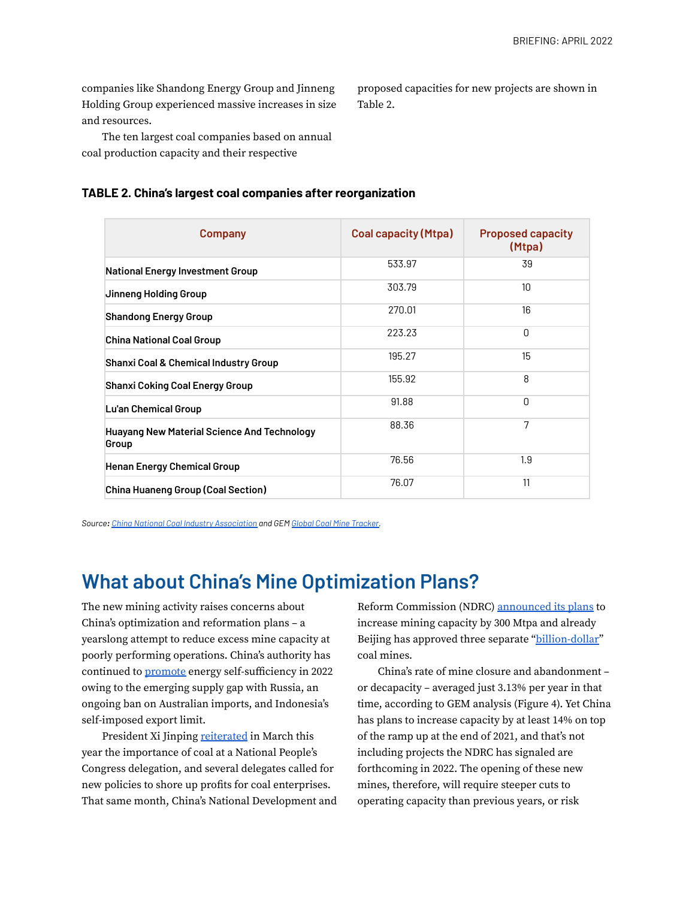companies like Shandong Energy Group and Jinneng Holding Group experienced massive increases in size and resources.

The ten largest coal companies based on annual coal production capacity and their respective proposed capacities for new projects are shown in Table 2.

**TABLE 2. China's largest coal companies after reorganization**

| Company | Coal capacity (Mtpa) | Proposed capacity (Mtpa) |
|---|---|---|
| National Energy Investment Group | 533.97 | 39 |
| Jinneng Holding Group | 303.79 | 10 |
| Shandong Energy Group | 270.01 | 16 |
| China National Coal Group | 223.23 | 0 |
| Shanxi Coal & Chemical Industry Group | 195.27 | 15 |
| Shanxi Coking Coal Energy Group | 155.92 | 8 |
| Lu'an Chemical Group | 91.88 | 0 |
| Huayang New Material Science And Technology Group | 88.36 | 7 |
| Henan Energy Chemical Group | 76.56 | 1.9 |
| China Huaneng Group (Coal Section) | 76.07 | 11 |

*Source: China National Coal Industry Association and GEM Global Coal Mine Tracker.*

## What about China's Mine Optimization Plans?

The new mining activity raises concerns about China's optimization and reformation plans – a yearslong attempt to reduce excess mine capacity at poorly performing operations. China's authority has continued to promote energy self-sufficiency in 2022 owing to the emerging supply gap with Russia, an ongoing ban on Australian imports, and Indonesia's self-imposed export limit.

President Xi Jinping reiterated in March this year the importance of coal at a National People's Congress delegation, and several delegates called for new policies to shore up profits for coal enterprises. That same month, China's National Development and Reform Commission (NDRC) announced its plans to increase mining capacity by 300 Mtpa and already Beijing has approved three separate "billion-dollar" coal mines.

China's rate of mine closure and abandonment – or decapacity – averaged just 3.13% per year in that time, according to GEM analysis (Figure 4). Yet China has plans to increase capacity by at least 14% on top of the ramp up at the end of 2021, and that's not including projects the NDRC has signaled are forthcoming in 2022. The opening of these new mines, therefore, will require steeper cuts to operating capacity than previous years, or risk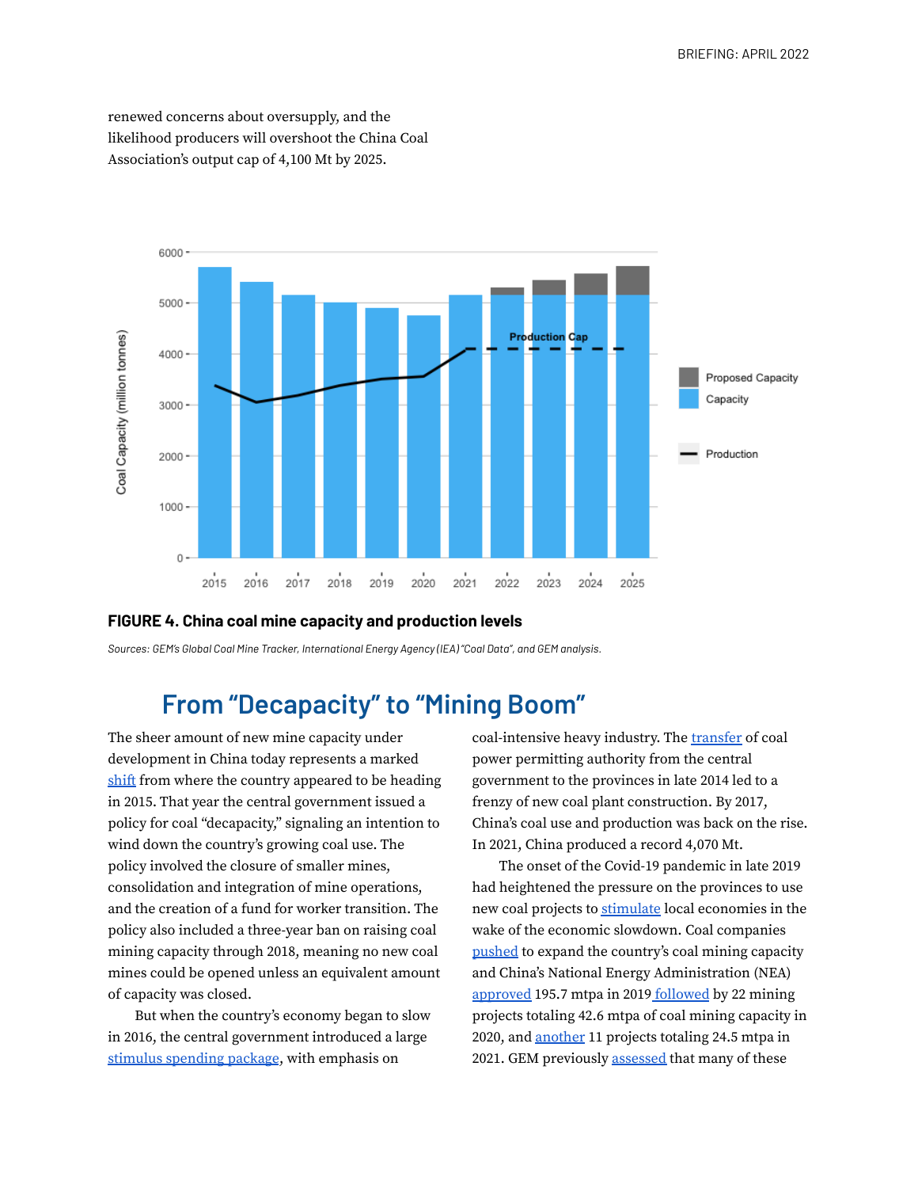renewed concerns about oversupply, and the likelihood producers will overshoot the China Coal Association's output cap of 4,100 Mt by 2025.

**FIGURE 4. China coal mine capacity and production levels**

*Sources: GEM's Global Coal Mine Tracker, International Energy Agency (IEA) "Coal Data", and GEM analysis.*

## From "Decapacity" to "Mining Boom"

The sheer amount of new mine capacity under development in China today represents a marked shift from where the country appeared to be heading in 2015. That year the central government issued a policy for coal "decapacity," signaling an intention to wind down the country's growing coal use. The policy involved the closure of smaller mines, consolidation and integration of mine operations, and the creation of a fund for worker transition. The policy also included a three-year ban on raising coal mining capacity through 2018, meaning no new coal mines could be opened unless an equivalent amount of capacity was closed.

But when the country's economy began to slow in 2016, the central government introduced a large stimulus spending package, with emphasis on coal-intensive heavy industry. The transfer of coal power permitting authority from the central government to the provinces in late 2014 led to a frenzy of new coal plant construction. By 2017, China's coal use and production was back on the rise. In 2021, China produced a record 4,070 Mt.

The onset of the Covid-19 pandemic in late 2019 had heightened the pressure on the provinces to use new coal projects to stimulate local economies in the wake of the economic slowdown. Coal companies pushed to expand the country's coal mining capacity and China's National Energy Administration (NEA) approved 195.7 mtpa in 2019 followed by 22 mining projects totaling 42.6 mtpa of coal mining capacity in 2020, and another 11 projects totaling 24.5 mtpa in 2021. GEM previously assessed that many of these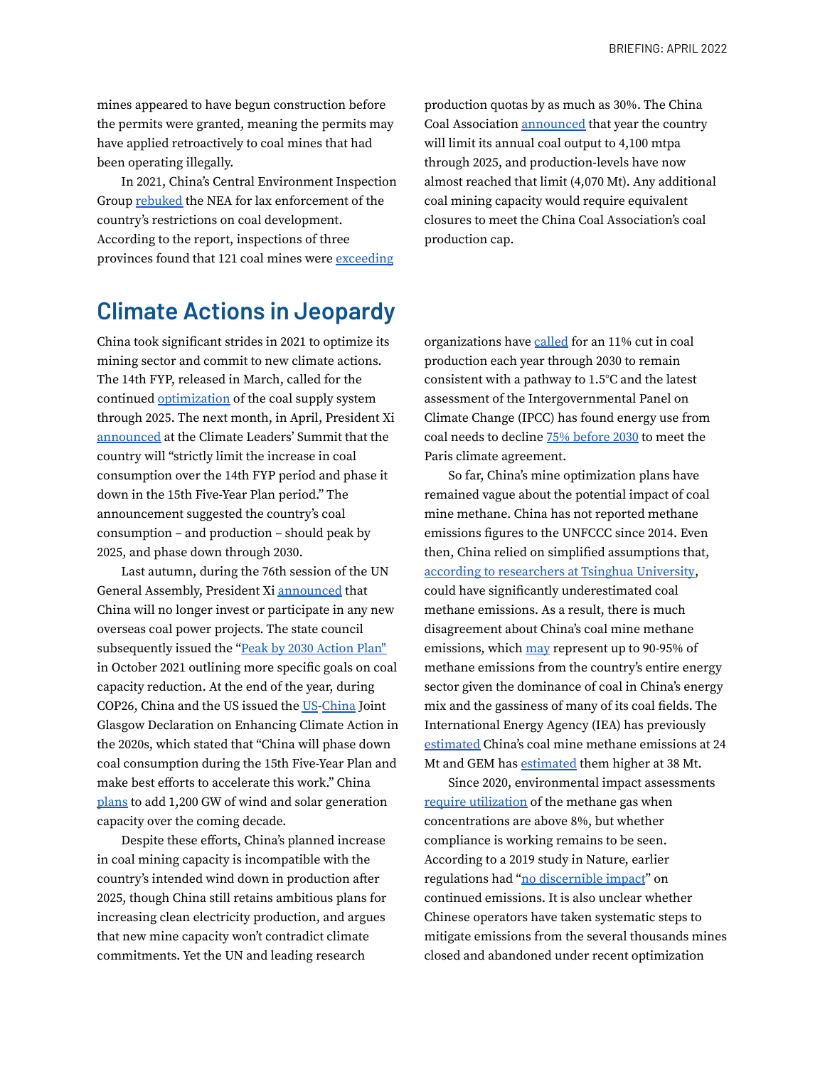mines appeared to have begun construction before the permits were granted, meaning the permits may have applied retroactively to coal mines that had been operating illegally.

In 2021, China's Central Environment Inspection Group rebuked the NEA for lax enforcement of the country's restrictions on coal development. According to the report, inspections of three provinces found that 121 coal mines were exceeding production quotas by as much as 30%. The China Coal Association announced that year the country will limit its annual coal output to 4,100 mtpa through 2025, and production-levels have now almost reached that limit (4,070 Mt). Any additional coal mining capacity would require equivalent closures to meet the China Coal Association's coal production cap.

## Climate Actions in Jeopardy

China took significant strides in 2021 to optimize its mining sector and commit to new climate actions. The 14th FYP, released in March, called for the continued optimization of the coal supply system through 2025. The next month, in April, President Xi announced at the Climate Leaders' Summit that the country will "strictly limit the increase in coal consumption over the 14th FYP period and phase it down in the 15th Five-Year Plan period." The announcement suggested the country's coal consumption – and production – should peak by 2025, and phase down through 2030.

Last autumn, during the 76th session of the UN General Assembly, President Xi announced that China will no longer invest or participate in any new overseas coal power projects. The state council subsequently issued the "Peak by 2030 Action Plan" in October 2021 outlining more specific goals on coal capacity reduction. At the end of the year, during COP26, China and the US issued the US-China Joint Glasgow Declaration on Enhancing Climate Action in the 2020s, which stated that "China will phase down coal consumption during the 15th Five-Year Plan and make best efforts to accelerate this work." China plans to add 1,200 GW of wind and solar generation capacity over the coming decade.

Despite these efforts, China's planned increase in coal mining capacity is incompatible with the country's intended wind down in production after 2025, though China still retains ambitious plans for increasing clean electricity production, and argues that new mine capacity won't contradict climate commitments. Yet the UN and leading research organizations have called for an 11% cut in coal production each year through 2030 to remain consistent with a pathway to 1.5°C and the latest assessment of the Intergovernmental Panel on Climate Change (IPCC) has found energy use from coal needs to decline 75% before 2030 to meet the Paris climate agreement.

So far, China's mine optimization plans have remained vague about the potential impact of coal mine methane. China has not reported methane emissions figures to the UNFCCC since 2014. Even then, China relied on simplified assumptions that, according to researchers at Tsinghua University, could have significantly underestimated coal methane emissions. As a result, there is much disagreement about China's coal mine methane emissions, which may represent up to 90-95% of methane emissions from the country's entire energy sector given the dominance of coal in China's energy mix and the gassiness of many of its coal fields. The International Energy Agency (IEA) has previously estimated China's coal mine methane emissions at 24 Mt and GEM has estimated them higher at 38 Mt.

Since 2020, environmental impact assessments require utilization of the methane gas when concentrations are above 8%, but whether compliance is working remains to be seen. According to a 2019 study in Nature, earlier regulations had "no discernible impact" on continued emissions. It is also unclear whether Chinese operators have taken systematic steps to mitigate emissions from the several thousands mines closed and abandoned under recent optimization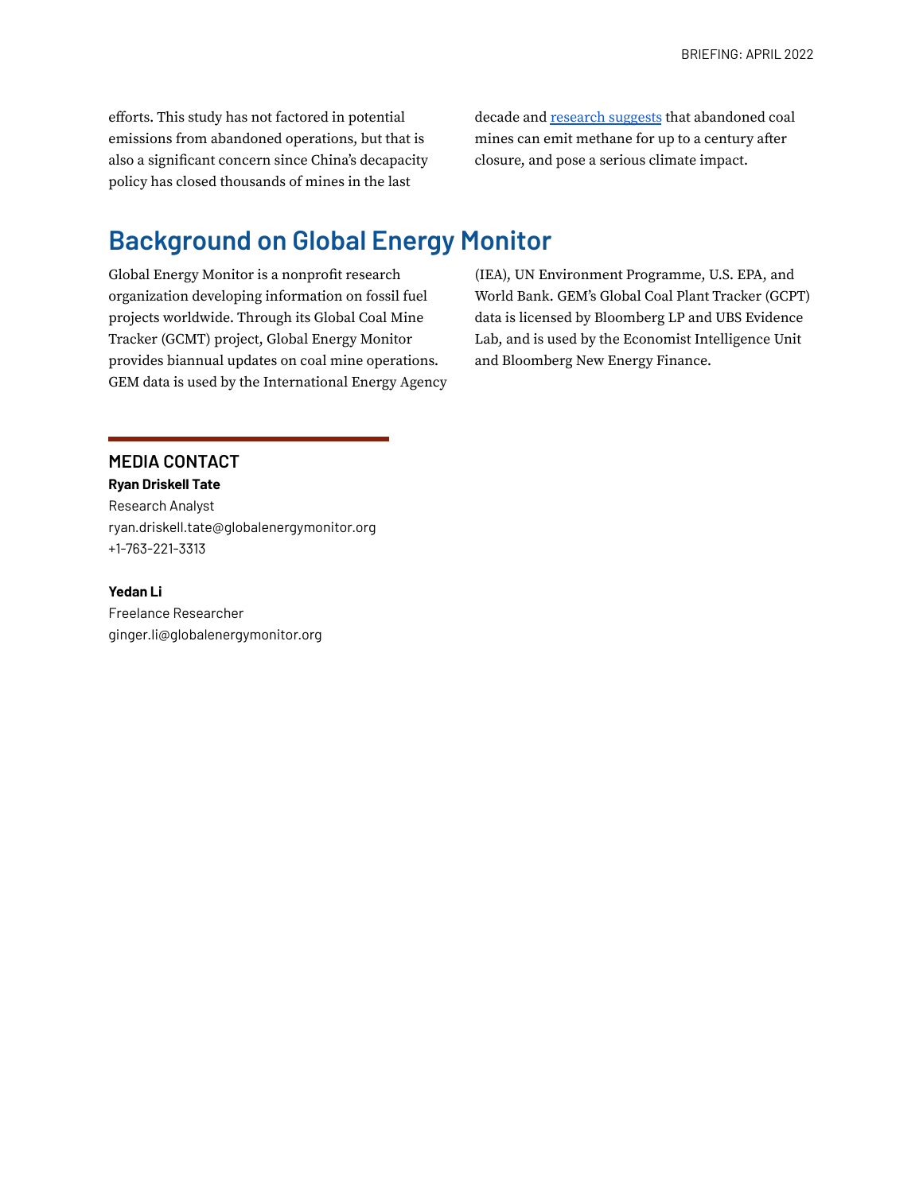efforts. This study has not factored in potential emissions from abandoned operations, but that is also a significant concern since China's decapacity policy has closed thousands of mines in the last decade and research suggests that abandoned coal mines can emit methane for up to a century after closure, and pose a serious climate impact.

## Background on Global Energy Monitor

Global Energy Monitor is a nonprofit research organization developing information on fossil fuel projects worldwide. Through its Global Coal Mine Tracker (GCMT) project, Global Energy Monitor provides biannual updates on coal mine operations. GEM data is used by the International Energy Agency (IEA), UN Environment Programme, U.S. EPA, and World Bank. GEM's Global Coal Plant Tracker (GCPT) data is licensed by Bloomberg LP and UBS Evidence Lab, and is used by the Economist Intelligence Unit and Bloomberg New Energy Finance.

### MEDIA CONTACT

**Ryan Driskell Tate**
Research Analyst
ryan.driskell.tate@globalenergymonitor.org
+1-763-221-3313

**Yedan Li**
Freelance Researcher
ginger.li@globalenergymonitor.org